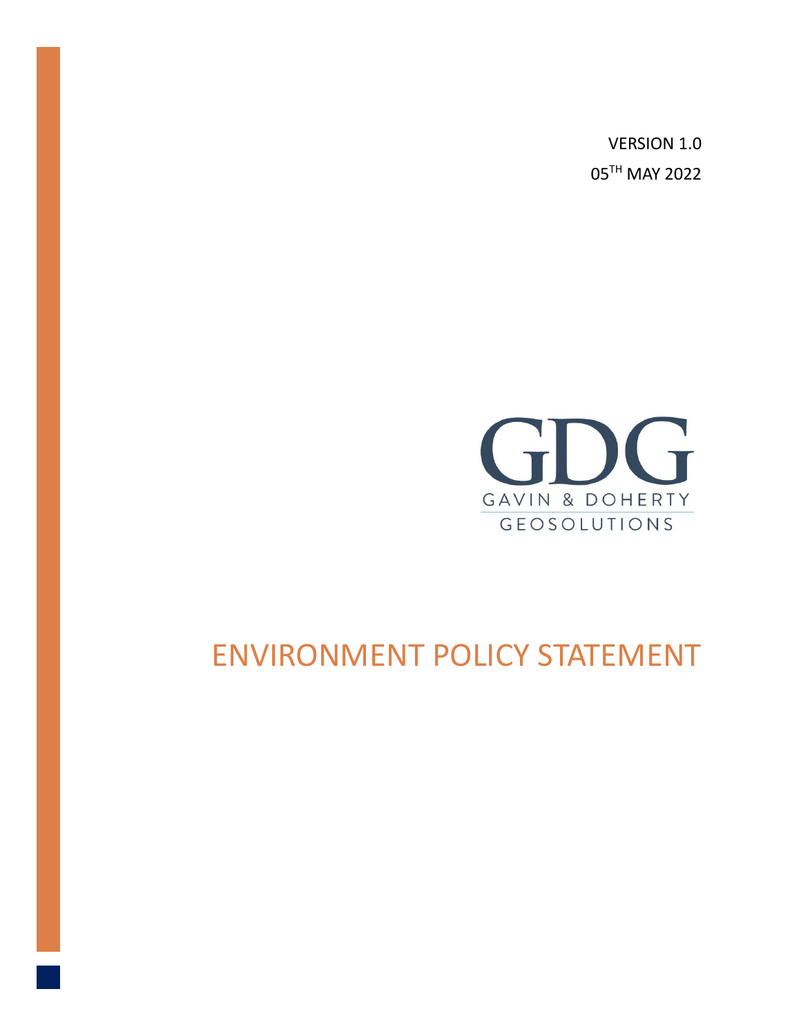VERSION 1.0

05TH MAY 2022

GDG

GAVIN & DOHERTY

GEOSOLUTIONS

# ENVIRONMENT POLICY STATEMENT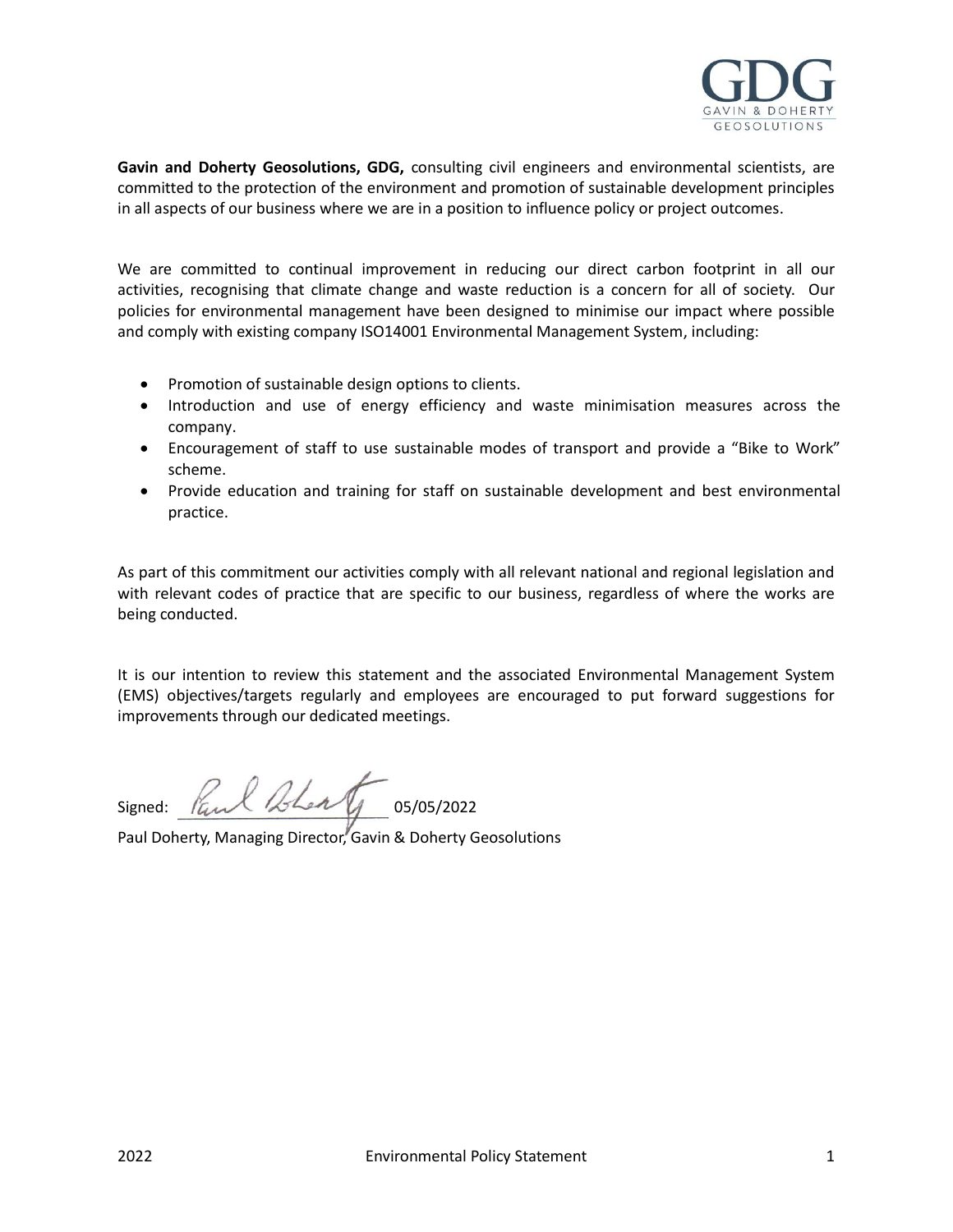**Gavin and Doherty Geosolutions, GDG,** consulting civil engineers and environmental scientists, are committed to the protection of the environment and promotion of sustainable development principles in all aspects of our business where we are in a position to influence policy or project outcomes.

We are committed to continual improvement in reducing our direct carbon footprint in all our activities, recognising that climate change and waste reduction is a concern for all of society. Our policies for environmental management have been designed to minimise our impact where possible and comply with existing company ISO14001 Environmental Management System, including:

- Promotion of sustainable design options to clients.
- Introduction and use of energy efficiency and waste minimisation measures across the company.
- Encouragement of staff to use sustainable modes of transport and provide a "Bike to Work" scheme.
- Provide education and training for staff on sustainable development and best environmental practice.

As part of this commitment our activities comply with all relevant national and regional legislation and with relevant codes of practice that are specific to our business, regardless of where the works are being conducted.

It is our intention to review this statement and the associated Environmental Management System (EMS) objectives/targets regularly and employees are encouraged to put forward suggestions for improvements through our dedicated meetings.

Signed: Paul Doherty 05/05/2022

Paul Doherty, Managing Director, Gavin & Doherty Geosolutions